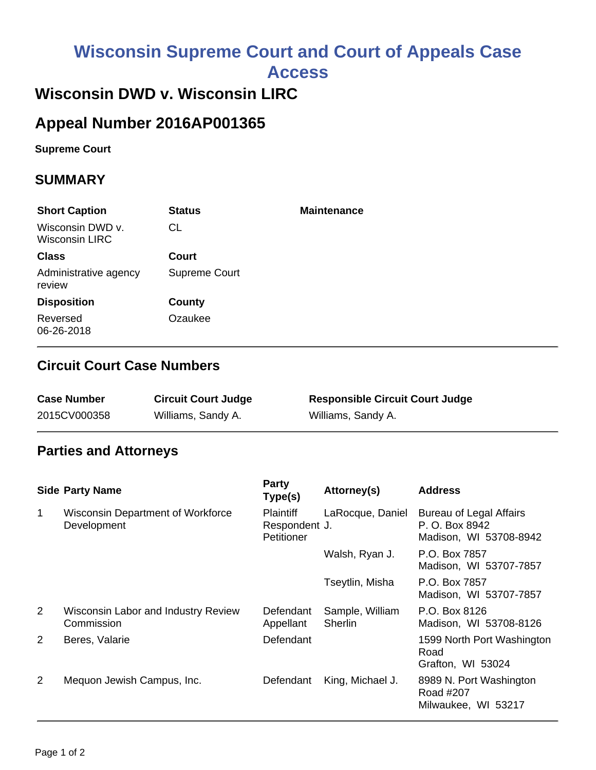# Wisconsin Supreme Court and Court of Appeals Case Access

## Wisconsin DWD v. Wisconsin LIRC

## Appeal Number 2016AP001365

**Supreme Court**

## SUMMARY

| Short Caption | Status | Maintenance |
|---|---|---|
| Wisconsin DWD v. Wisconsin LIRC | CL | |
| **Class** | **Court** | |
| Administrative agency review | Supreme Court | |
| **Disposition** | **County** | |
| Reversed 06-26-2018 | Ozaukee | |

## Circuit Court Case Numbers

| Case Number | Circuit Court Judge | Responsible Circuit Court Judge |
|---|---|---|
| 2015CV000358 | Williams, Sandy A. | Williams, Sandy A. |

## Parties and Attorneys

| Side | Party Name | Party Type(s) | Attorney(s) | Address |
|---|---|---|---|---|
| 1 | Wisconsin Department of Workforce Development | Plaintiff Respondent Petitioner | LaRocque, Daniel J. | Bureau of Legal Affairs P. O. Box 8942 Madison, WI 53708-8942 |
| | | | Walsh, Ryan J. | P.O. Box 7857 Madison, WI 53707-7857 |
| | | | Tseytlin, Misha | P.O. Box 7857 Madison, WI 53707-7857 |
| 2 | Wisconsin Labor and Industry Review Commission | Defendant Appellant | Sample, William Sherlin | P.O. Box 8126 Madison, WI 53708-8126 |
| 2 | Beres, Valarie | Defendant | | 1599 North Port Washington Road Grafton, WI 53024 |
| 2 | Mequon Jewish Campus, Inc. | Defendant | King, Michael J. | 8989 N. Port Washington Road #207 Milwaukee, WI 53217 |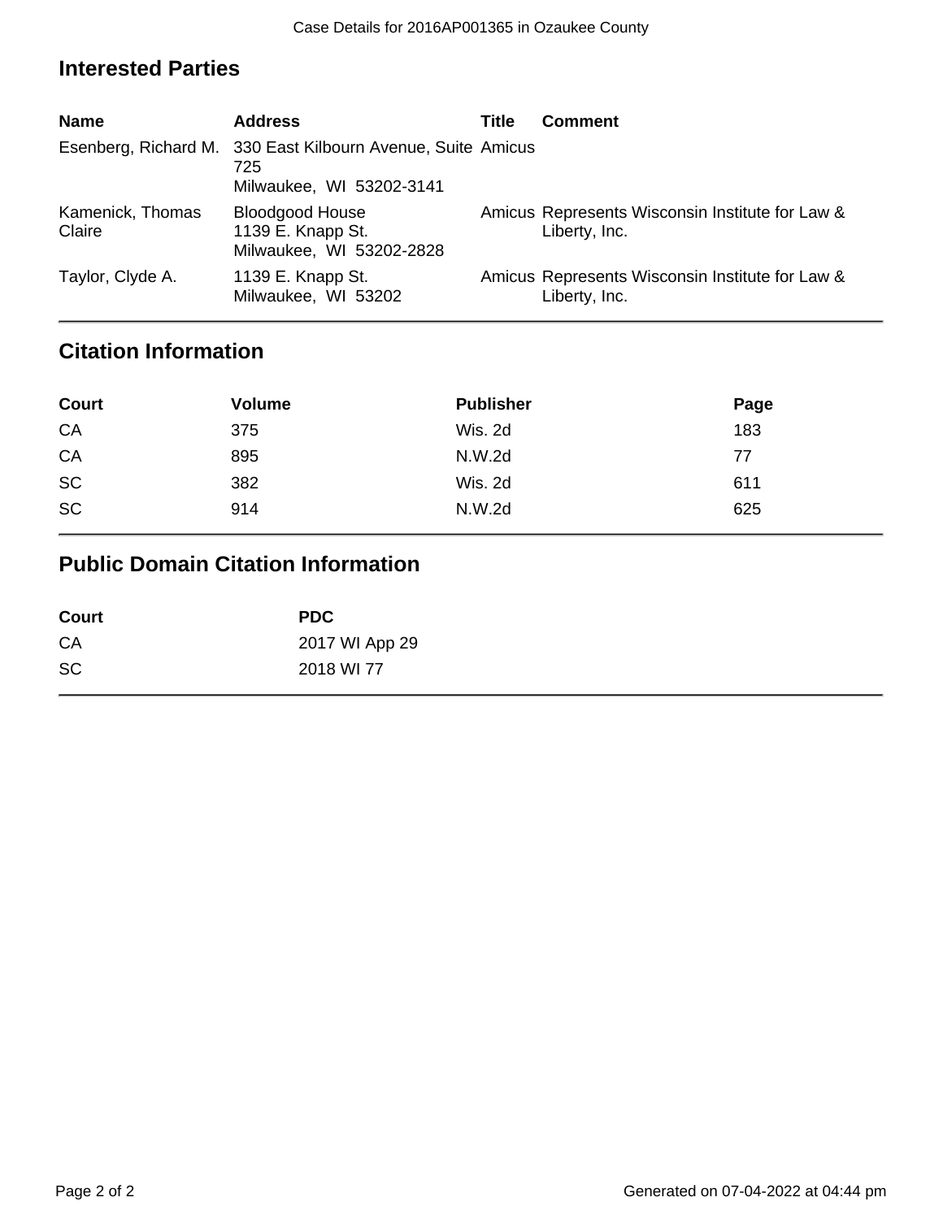## Interested Parties

| Name | Address | Title | Comment |
| --- | --- | --- | --- |
| Esenberg, Richard M. | 330 East Kilbourn Avenue, Suite 725 Milwaukee, WI 53202-3141 | Amicus | |
| Kamenick, Thomas Claire | Bloodgood House 1139 E. Knapp St. Milwaukee, WI 53202-2828 | Amicus | Represents Wisconsin Institute for Law & Liberty, Inc. |
| Taylor, Clyde A. | 1139 E. Knapp St. Milwaukee, WI 53202 | Amicus | Represents Wisconsin Institute for Law & Liberty, Inc. |

## Citation Information

| Court | Volume | Publisher | Page |
| --- | --- | --- | --- |
| CA | 375 | Wis. 2d | 183 |
| CA | 895 | N.W.2d | 77 |
| SC | 382 | Wis. 2d | 611 |
| SC | 914 | N.W.2d | 625 |

## Public Domain Citation Information

| Court | PDC |
| --- | --- |
| CA | 2017 WI App 29 |
| SC | 2018 WI 77 |